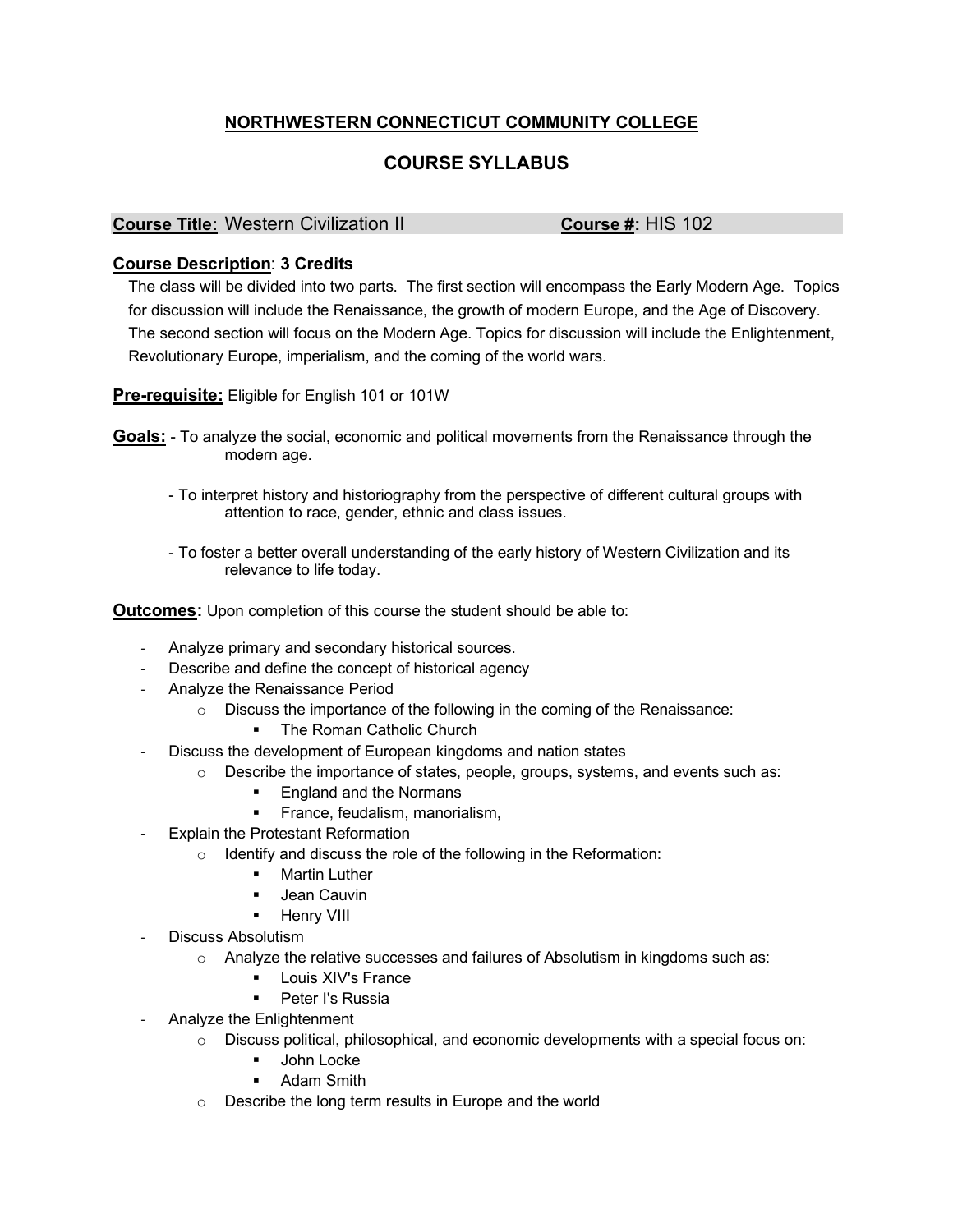# NORTHWESTERN CONNECTICUT COMMUNITY COLLEGE

## COURSE SYLLABUS

**Course Title:** Western Civilization II **Course #:** HIS 102

**Course Description**: **3 Credits**

The class will be divided into two parts. The first section will encompass the Early Modern Age. Topics for discussion will include the Renaissance, the growth of modern Europe, and the Age of Discovery. The second section will focus on the Modern Age. Topics for discussion will include the Enlightenment, Revolutionary Europe, imperialism, and the coming of the world wars.

**Pre-requisite:** Eligible for English 101 or 101W

**Goals:**
- To analyze the social, economic and political movements from the Renaissance through the modern age.
- To interpret history and historiography from the perspective of different cultural groups with attention to race, gender, ethnic and class issues.
- To foster a better overall understanding of the early history of Western Civilization and its relevance to life today.

**Outcomes:** Upon completion of this course the student should be able to:

- Analyze primary and secondary historical sources.
- Describe and define the concept of historical agency
- Analyze the Renaissance Period
  - Discuss the importance of the following in the coming of the Renaissance:
    - The Roman Catholic Church
- Discuss the development of European kingdoms and nation states
  - Describe the importance of states, people, groups, systems, and events such as:
    - England and the Normans
    - France, feudalism, manorialism,
- Explain the Protestant Reformation
  - Identify and discuss the role of the following in the Reformation:
    - Martin Luther
    - Jean Cauvin
    - Henry VIII
- Discuss Absolutism
  - Analyze the relative successes and failures of Absolutism in kingdoms such as:
    - Louis XIV's France
    - Peter I's Russia
- Analyze the Enlightenment
  - Discuss political, philosophical, and economic developments with a special focus on:
    - John Locke
    - Adam Smith
  - Describe the long term results in Europe and the world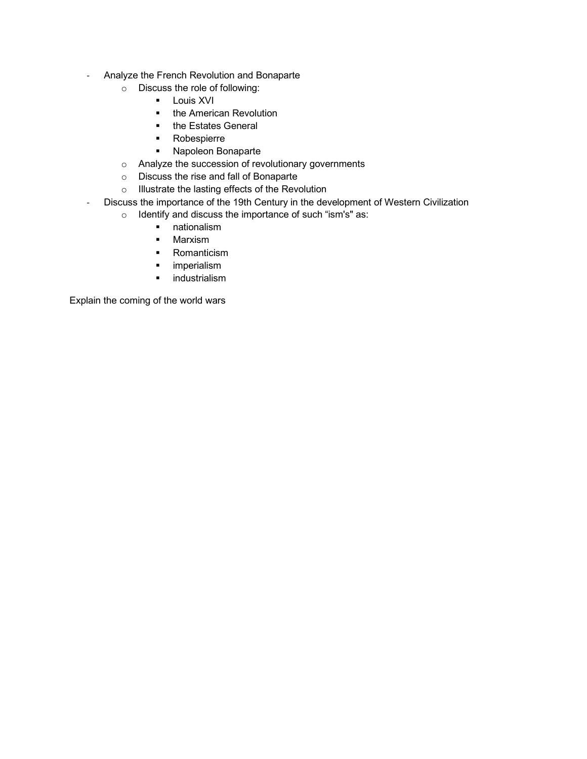- Analyze the French Revolution and Bonaparte
  - Discuss the role of following:
    - Louis XVI
    - the American Revolution
    - the Estates General
    - Robespierre
    - Napoleon Bonaparte
  - Analyze the succession of revolutionary governments
  - Discuss the rise and fall of Bonaparte
  - Illustrate the lasting effects of the Revolution
- Discuss the importance of the 19th Century in the development of Western Civilization
  - Identify and discuss the importance of such “ism's" as:
    - nationalism
    - Marxism
    - Romanticism
    - imperialism
    - industrialism

Explain the coming of the world wars